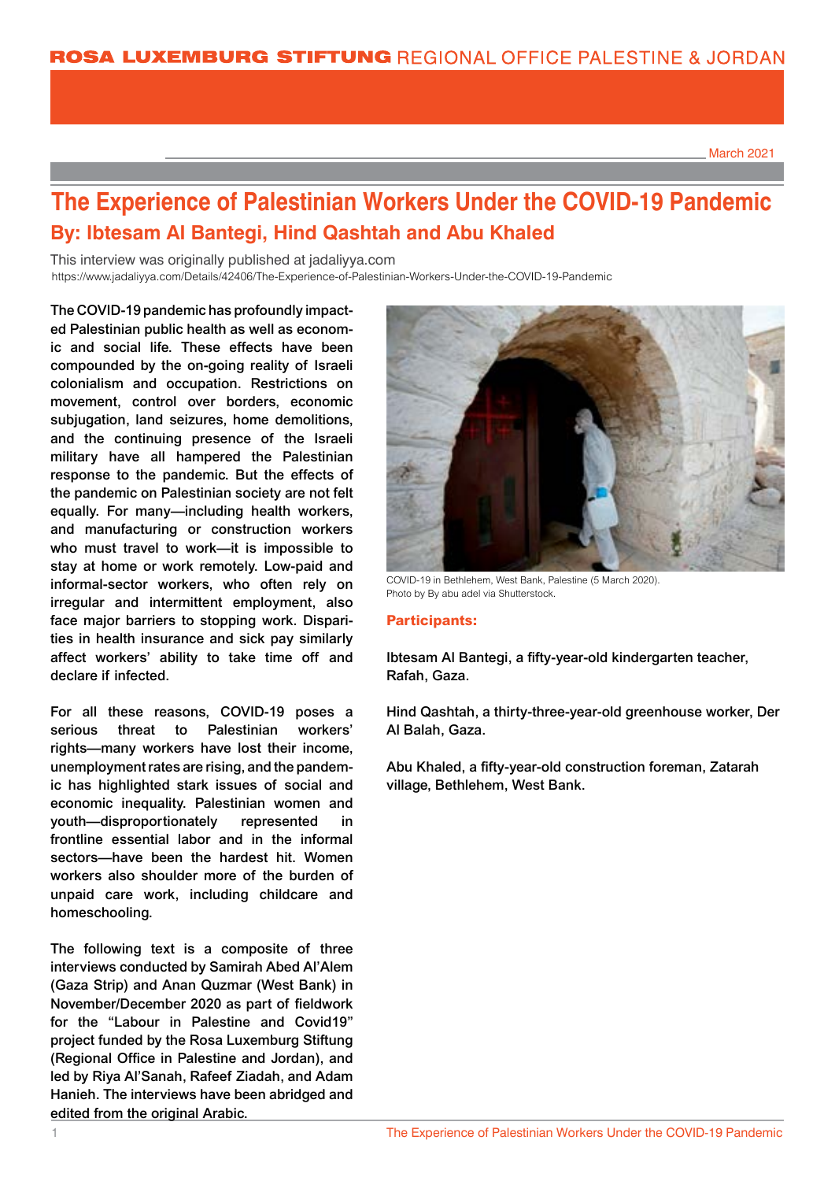ROSA LUXEMBURG STIFTUNG REGIONAL OFFICE PALESTINE & JORDAN

March 2021

# The Experience of Palestinian Workers Under the COVID-19 Pandemic

## By: Ibtesam Al Bantegi, Hind Qashtah and Abu Khaled

This interview was originally published at jadaliyya.com
https://www.jadaliyya.com/Details/42406/The-Experience-of-Palestinian-Workers-Under-the-COVID-19-Pandemic

The COVID-19 pandemic has profoundly impacted Palestinian public health as well as economic and social life. These effects have been compounded by the on-going reality of Israeli colonialism and occupation. Restrictions on movement, control over borders, economic subjugation, land seizures, home demolitions, and the continuing presence of the Israeli military have all hampered the Palestinian response to the pandemic. But the effects of the pandemic on Palestinian society are not felt equally. For many—including health workers, and manufacturing or construction workers who must travel to work—it is impossible to stay at home or work remotely. Low-paid and informal-sector workers, who often rely on irregular and intermittent employment, also face major barriers to stopping work. Disparities in health insurance and sick pay similarly affect workers' ability to take time off and declare if infected.

For all these reasons, COVID-19 poses a serious threat to Palestinian workers' rights—many workers have lost their income, unemployment rates are rising, and the pandemic has highlighted stark issues of social and economic inequality. Palestinian women and youth—disproportionately represented in frontline essential labor and in the informal sectors—have been the hardest hit. Women workers also shoulder more of the burden of unpaid care work, including childcare and homeschooling.

The following text is a composite of three interviews conducted by Samirah Abed Al'Alem (Gaza Strip) and Anan Quzmar (West Bank) in November/December 2020 as part of fieldwork for the "Labour in Palestine and Covid19" project funded by the Rosa Luxemburg Stiftung (Regional Office in Palestine and Jordan), and led by Riya Al'Sanah, Rafeef Ziadah, and Adam Hanieh. The interviews have been abridged and edited from the original Arabic.

COVID-19 in Bethlehem, West Bank, Palestine (5 March 2020). Photo by By abu adel via Shutterstock.

**Participants:**

Ibtesam Al Bantegi, a fifty-year-old kindergarten teacher, Rafah, Gaza.

Hind Qashtah, a thirty-three-year-old greenhouse worker, Der Al Balah, Gaza.

Abu Khaled, a fifty-year-old construction foreman, Zatarah village, Bethlehem, West Bank.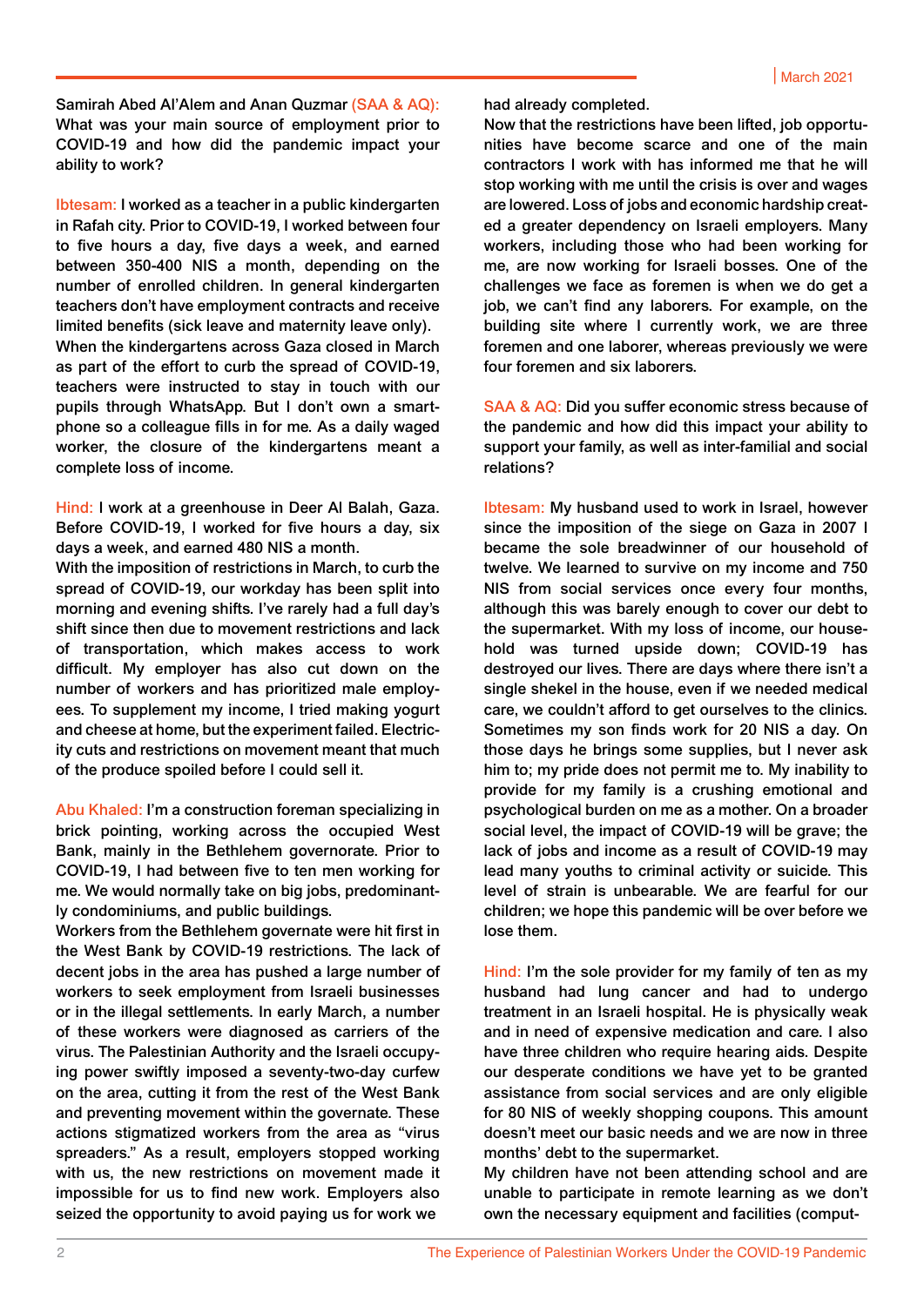**Samirah Abed Al'Alem and Anan Quzmar (SAA & AQ):** What was your main source of employment prior to COVID-19 and how did the pandemic impact your ability to work?

**Ibtesam:** I worked as a teacher in a public kindergarten in Rafah city. Prior to COVID-19, I worked between four to five hours a day, five days a week, and earned between 350-400 NIS a month, depending on the number of enrolled children. In general kindergarten teachers don't have employment contracts and receive limited benefits (sick leave and maternity leave only). When the kindergartens across Gaza closed in March as part of the effort to curb the spread of COVID-19, teachers were instructed to stay in touch with our pupils through WhatsApp. But I don't own a smartphone so a colleague fills in for me. As a daily waged worker, the closure of the kindergartens meant a complete loss of income.

**Hind:** I work at a greenhouse in Deer Al Balah, Gaza. Before COVID-19, I worked for five hours a day, six days a week, and earned 480 NIS a month.

With the imposition of restrictions in March, to curb the spread of COVID-19, our workday has been split into morning and evening shifts. I've rarely had a full day's shift since then due to movement restrictions and lack of transportation, which makes access to work difficult. My employer has also cut down on the number of workers and has prioritized male employees. To supplement my income, I tried making yogurt and cheese at home, but the experiment failed. Electricity cuts and restrictions on movement meant that much of the produce spoiled before I could sell it.

**Abu Khaled:** I'm a construction foreman specializing in brick pointing, working across the occupied West Bank, mainly in the Bethlehem governorate. Prior to COVID-19, I had between five to ten men working for me. We would normally take on big jobs, predominantly condominiums, and public buildings.

Workers from the Bethlehem governate were hit first in the West Bank by COVID-19 restrictions. The lack of decent jobs in the area has pushed a large number of workers to seek employment from Israeli businesses or in the illegal settlements. In early March, a number of these workers were diagnosed as carriers of the virus. The Palestinian Authority and the Israeli occupying power swiftly imposed a seventy-two-day curfew on the area, cutting it from the rest of the West Bank and preventing movement within the governate. These actions stigmatized workers from the area as "virus spreaders." As a result, employers stopped working with us, the new restrictions on movement made it impossible for us to find new work. Employers also seized the opportunity to avoid paying us for work we had already completed.

Now that the restrictions have been lifted, job opportunities have become scarce and one of the main contractors I work with has informed me that he will stop working with me until the crisis is over and wages are lowered. Loss of jobs and economic hardship created a greater dependency on Israeli employers. Many workers, including those who had been working for me, are now working for Israeli bosses. One of the challenges we face as foremen is when we do get a job, we can't find any laborers. For example, on the building site where I currently work, we are three foremen and one laborer, whereas previously we were four foremen and six laborers.

**SAA & AQ:** Did you suffer economic stress because of the pandemic and how did this impact your ability to support your family, as well as inter-familial and social relations?

**Ibtesam:** My husband used to work in Israel, however since the imposition of the siege on Gaza in 2007 I became the sole breadwinner of our household of twelve. We learned to survive on my income and 750 NIS from social services once every four months, although this was barely enough to cover our debt to the supermarket. With my loss of income, our household was turned upside down; COVID-19 has destroyed our lives. There are days where there isn't a single shekel in the house, even if we needed medical care, we couldn't afford to get ourselves to the clinics. Sometimes my son finds work for 20 NIS a day. On those days he brings some supplies, but I never ask him to; my pride does not permit me to. My inability to provide for my family is a crushing emotional and psychological burden on me as a mother. On a broader social level, the impact of COVID-19 will be grave; the lack of jobs and income as a result of COVID-19 may lead many youths to criminal activity or suicide. This level of strain is unbearable. We are fearful for our children; we hope this pandemic will be over before we lose them.

**Hind:** I'm the sole provider for my family of ten as my husband had lung cancer and had to undergo treatment in an Israeli hospital. He is physically weak and in need of expensive medication and care. I also have three children who require hearing aids. Despite our desperate conditions we have yet to be granted assistance from social services and are only eligible for 80 NIS of weekly shopping coupons. This amount doesn't meet our basic needs and we are now in three months' debt to the supermarket.

My children have not been attending school and are unable to participate in remote learning as we don't own the necessary equipment and facilities (comput-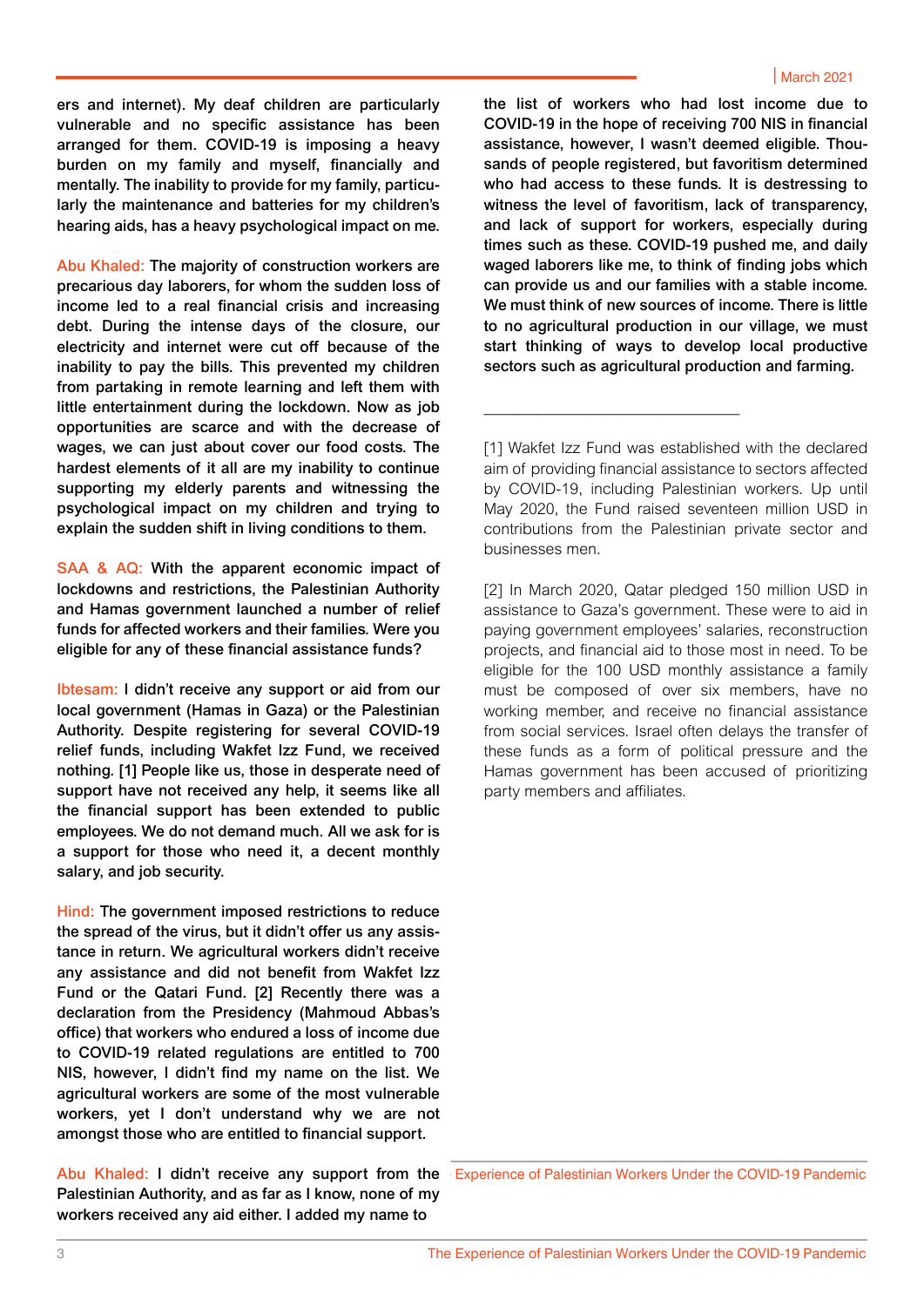ers and internet). My deaf children are particularly vulnerable and no specific assistance has been arranged for them. COVID-19 is imposing a heavy burden on my family and myself, financially and mentally. The inability to provide for my family, particularly the maintenance and batteries for my children's hearing aids, has a heavy psychological impact on me.

Abu Khaled: The majority of construction workers are precarious day laborers, for whom the sudden loss of income led to a real financial crisis and increasing debt. During the intense days of the closure, our electricity and internet were cut off because of the inability to pay the bills. This prevented my children from partaking in remote learning and left them with little entertainment during the lockdown. Now as job opportunities are scarce and with the decrease of wages, we can just about cover our food costs. The hardest elements of it all are my inability to continue supporting my elderly parents and witnessing the psychological impact on my children and trying to explain the sudden shift in living conditions to them.

SAA & AQ: With the apparent economic impact of lockdowns and restrictions, the Palestinian Authority and Hamas government launched a number of relief funds for affected workers and their families. Were you eligible for any of these financial assistance funds?

Ibtesam: I didn't receive any support or aid from our local government (Hamas in Gaza) or the Palestinian Authority. Despite registering for several COVID-19 relief funds, including Wakfet Izz Fund, we received nothing. [1] People like us, those in desperate need of support have not received any help, it seems like all the financial support has been extended to public employees. We do not demand much. All we ask for is a support for those who need it, a decent monthly salary, and job security.

Hind: The government imposed restrictions to reduce the spread of the virus, but it didn't offer us any assistance in return. We agricultural workers didn't receive any assistance and did not benefit from Wakfet Izz Fund or the Qatari Fund. [2] Recently there was a declaration from the Presidency (Mahmoud Abbas's office) that workers who endured a loss of income due to COVID-19 related regulations are entitled to 700 NIS, however, I didn't find my name on the list. We agricultural workers are some of the most vulnerable workers, yet I don't understand why we are not amongst those who are entitled to financial support.

Abu Khaled: I didn't receive any support from the Palestinian Authority, and as far as I know, none of my workers received any aid either. I added my name to the list of workers who had lost income due to COVID-19 in the hope of receiving 700 NIS in financial assistance, however, I wasn't deemed eligible. Thousands of people registered, but favoritism determined who had access to these funds. It is destressing to witness the level of favoritism, lack of transparency, and lack of support for workers, especially during times such as these. COVID-19 pushed me, and daily waged laborers like me, to think of finding jobs which can provide us and our families with a stable income. We must think of new sources of income. There is little to no agricultural production in our village, we must start thinking of ways to develop local productive sectors such as agricultural production and farming.

---

[1] Wakfet Izz Fund was established with the declared aim of providing financial assistance to sectors affected by COVID-19, including Palestinian workers. Up until May 2020, the Fund raised seventeen million USD in contributions from the Palestinian private sector and businesses men.

[2] In March 2020, Qatar pledged 150 million USD in assistance to Gaza's government. These were to aid in paying government employees' salaries, reconstruction projects, and financial aid to those most in need. To be eligible for the 100 USD monthly assistance a family must be composed of over six members, have no working member, and receive no financial assistance from social services. Israel often delays the transfer of these funds as a form of political pressure and the Hamas government has been accused of prioritizing party members and affiliates.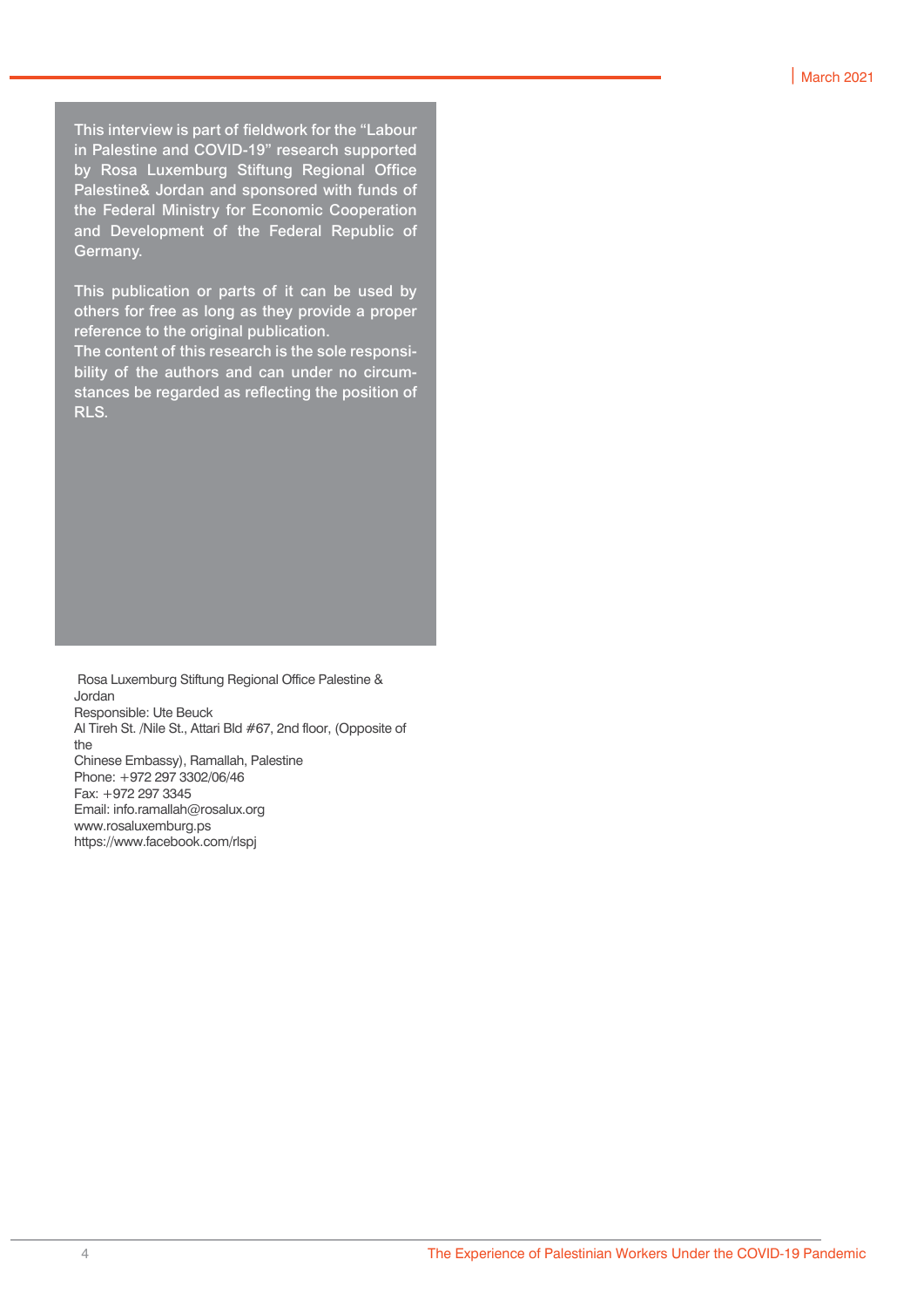This interview is part of fieldwork for the "Labour in Palestine and COVID-19" research supported by Rosa Luxemburg Stiftung Regional Office Palestine& Jordan and sponsored with funds of the Federal Ministry for Economic Cooperation and Development of the Federal Republic of Germany.

This publication or parts of it can be used by others for free as long as they provide a proper reference to the original publication.
The content of this research is the sole responsibility of the authors and can under no circumstances be regarded as reflecting the position of RLS.

Rosa Luxemburg Stiftung Regional Office Palestine & Jordan
Responsible: Ute Beuck
Al Tireh St. /Nile St., Attari Bld #67, 2nd floor, (Opposite of the
Chinese Embassy), Ramallah, Palestine
Phone: +972 297 3302/06/46
Fax: +972 297 3345
Email: info.ramallah@rosalux.org
www.rosaluxemburg.ps
https://www.facebook.com/rlspj